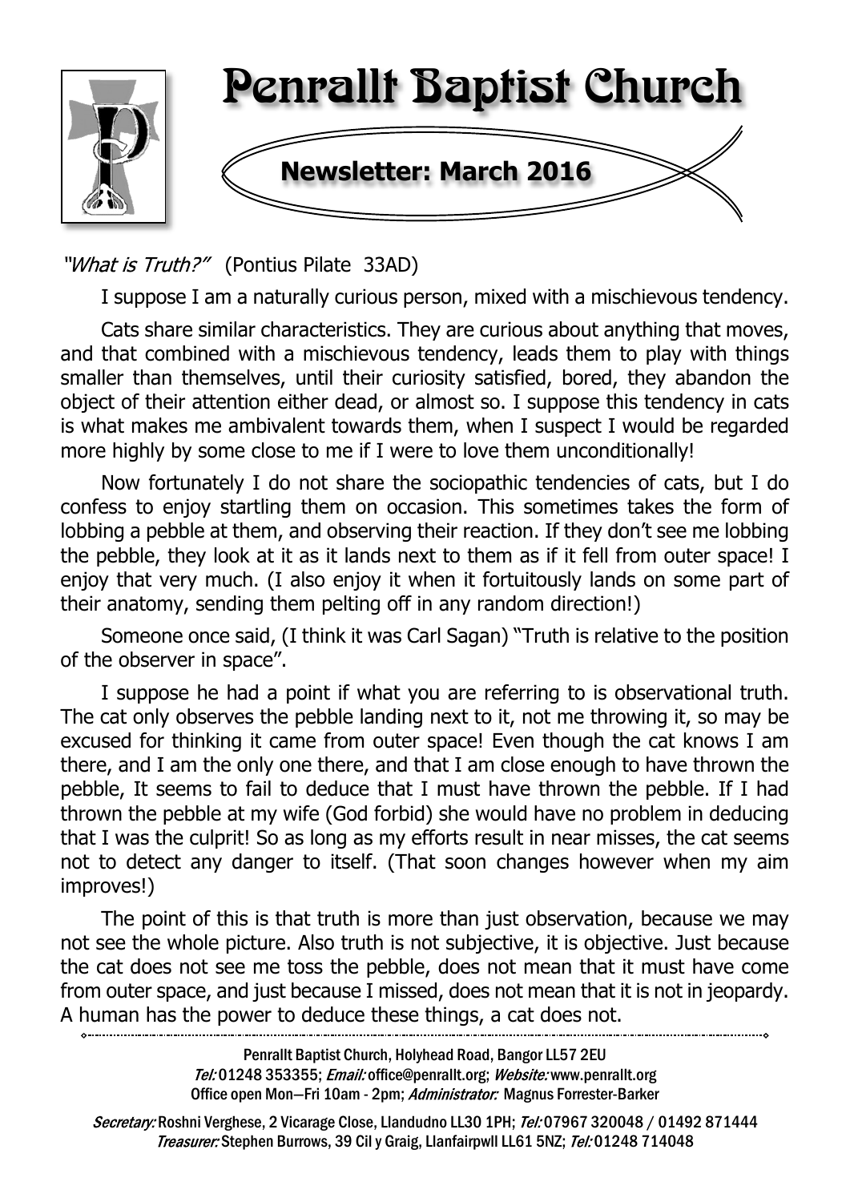# Penrallt Baptist Church

## Newsletter: March 2016

*"What is Truth?"* (Pontius Pilate 33AD)

I suppose I am a naturally curious person, mixed with a mischievous tendency.

Cats share similar characteristics. They are curious about anything that moves, and that combined with a mischievous tendency, leads them to play with things smaller than themselves, until their curiosity satisfied, bored, they abandon the object of their attention either dead, or almost so. I suppose this tendency in cats is what makes me ambivalent towards them, when I suspect I would be regarded more highly by some close to me if I were to love them unconditionally!

Now fortunately I do not share the sociopathic tendencies of cats, but I do confess to enjoy startling them on occasion. This sometimes takes the form of lobbing a pebble at them, and observing their reaction. If they don't see me lobbing the pebble, they look at it as it lands next to them as if it fell from outer space! I enjoy that very much. (I also enjoy it when it fortuitously lands on some part of their anatomy, sending them pelting off in any random direction!)

Someone once said, (I think it was Carl Sagan) "Truth is relative to the position of the observer in space".

I suppose he had a point if what you are referring to is observational truth. The cat only observes the pebble landing next to it, not me throwing it, so may be excused for thinking it came from outer space! Even though the cat knows I am there, and I am the only one there, and that I am close enough to have thrown the pebble, It seems to fail to deduce that I must have thrown the pebble. If I had thrown the pebble at my wife (God forbid) she would have no problem in deducing that I was the culprit! So as long as my efforts result in near misses, the cat seems not to detect any danger to itself. (That soon changes however when my aim improves!)

The point of this is that truth is more than just observation, because we may not see the whole picture. Also truth is not subjective, it is objective. Just because the cat does not see me toss the pebble, does not mean that it must have come from outer space, and just because I missed, does not mean that it is not in jeopardy. A human has the power to deduce these things, a cat does not.

---

Penrallt Baptist Church, Holyhead Road, Bangor LL57 2EU
*Tel:* 01248 353355; *Email:* office@penrallt.org; *Website:* www.penrallt.org
Office open Mon—Fri 10am - 2pm; *Administrator:* Magnus Forrester-Barker

*Secretary:* Roshni Verghese, 2 Vicarage Close, Llandudno LL30 1PH; *Tel:* 07967 320048 / 01492 871444
*Treasurer:* Stephen Burrows, 39 Cil y Graig, Llanfairpwll LL61 5NZ; *Tel:* 01248 714048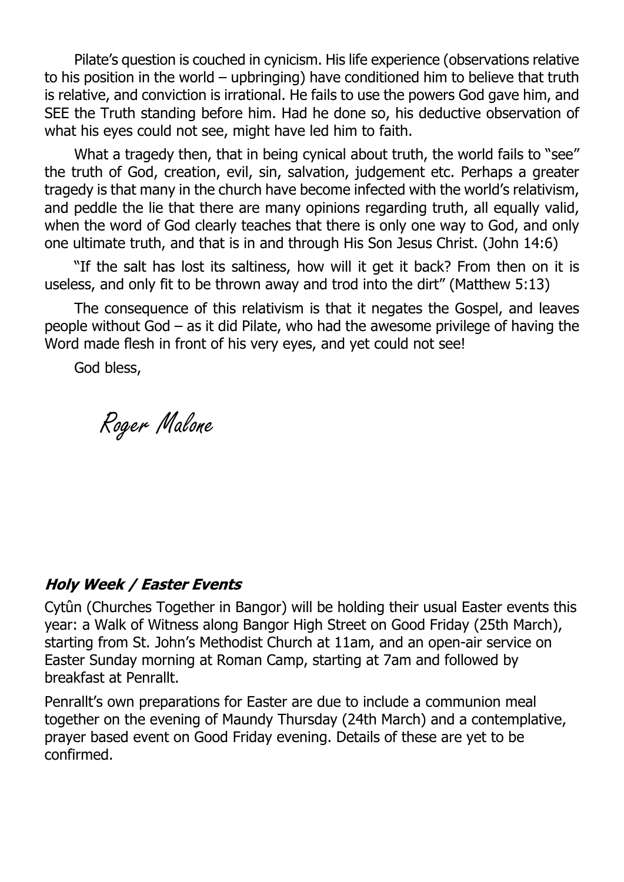Pilate's question is couched in cynicism. His life experience (observations relative to his position in the world – upbringing) have conditioned him to believe that truth is relative, and conviction is irrational. He fails to use the powers God gave him, and SEE the Truth standing before him. Had he done so, his deductive observation of what his eyes could not see, might have led him to faith.

What a tragedy then, that in being cynical about truth, the world fails to "see" the truth of God, creation, evil, sin, salvation, judgement etc. Perhaps a greater tragedy is that many in the church have become infected with the world's relativism, and peddle the lie that there are many opinions regarding truth, all equally valid, when the word of God clearly teaches that there is only one way to God, and only one ultimate truth, and that is in and through His Son Jesus Christ. (John 14:6)

"If the salt has lost its saltiness, how will it get it back? From then on it is useless, and only fit to be thrown away and trod into the dirt" (Matthew 5:13)

The consequence of this relativism is that it negates the Gospel, and leaves people without God – as it did Pilate, who had the awesome privilege of having the Word made flesh in front of his very eyes, and yet could not see!

God bless,

*Roger Malone*

### ***Holy Week / Easter Events***

Cytûn (Churches Together in Bangor) will be holding their usual Easter events this year: a Walk of Witness along Bangor High Street on Good Friday (25th March), starting from St. John's Methodist Church at 11am, and an open-air service on Easter Sunday morning at Roman Camp, starting at 7am and followed by breakfast at Penrallt.

Penrallt's own preparations for Easter are due to include a communion meal together on the evening of Maundy Thursday (24th March) and a contemplative, prayer based event on Good Friday evening. Details of these are yet to be confirmed.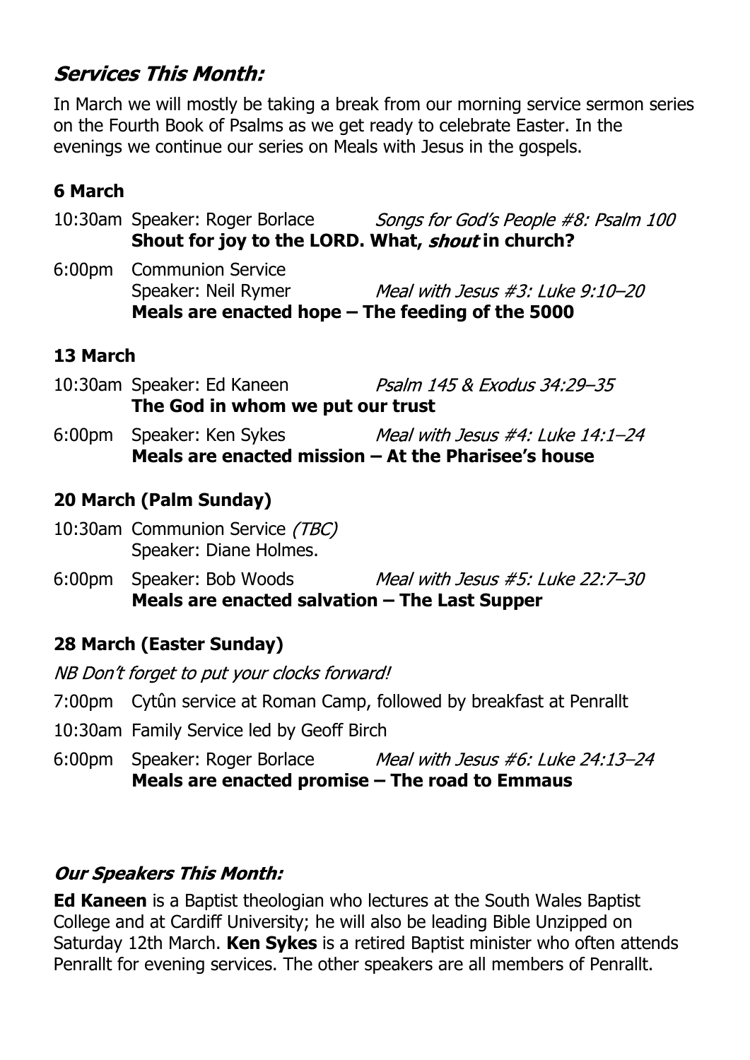## *Services This Month:*

In March we will mostly be taking a break from our morning service sermon series on the Fourth Book of Psalms as we get ready to celebrate Easter. In the evenings we continue our series on Meals with Jesus in the gospels.

### 6 March

10:30am Speaker: Roger Borlace *Songs for God's People #8: Psalm 100*
**Shout for joy to the LORD. What, *shout* in church?**

6:00pm Communion Service
Speaker: Neil Rymer *Meal with Jesus #3: Luke 9:10–20*
**Meals are enacted hope – The feeding of the 5000**

### 13 March

10:30am Speaker: Ed Kaneen *Psalm 145 & Exodus 34:29–35*
**The God in whom we put our trust**

6:00pm Speaker: Ken Sykes *Meal with Jesus #4: Luke 14:1–24*
**Meals are enacted mission – At the Pharisee's house**

### 20 March (Palm Sunday)

10:30am Communion Service *(TBC)*
Speaker: Diane Holmes.

6:00pm Speaker: Bob Woods *Meal with Jesus #5: Luke 22:7–30*
**Meals are enacted salvation – The Last Supper**

### 28 March (Easter Sunday)

*NB Don't forget to put your clocks forward!*

7:00pm Cytûn service at Roman Camp, followed by breakfast at Penrallt

10:30am Family Service led by Geoff Birch

6:00pm Speaker: Roger Borlace *Meal with Jesus #6: Luke 24:13–24*
**Meals are enacted promise – The road to Emmaus**

## *Our Speakers This Month:*

**Ed Kaneen** is a Baptist theologian who lectures at the South Wales Baptist College and at Cardiff University; he will also be leading Bible Unzipped on Saturday 12th March. **Ken Sykes** is a retired Baptist minister who often attends Penrallt for evening services. The other speakers are all members of Penrallt.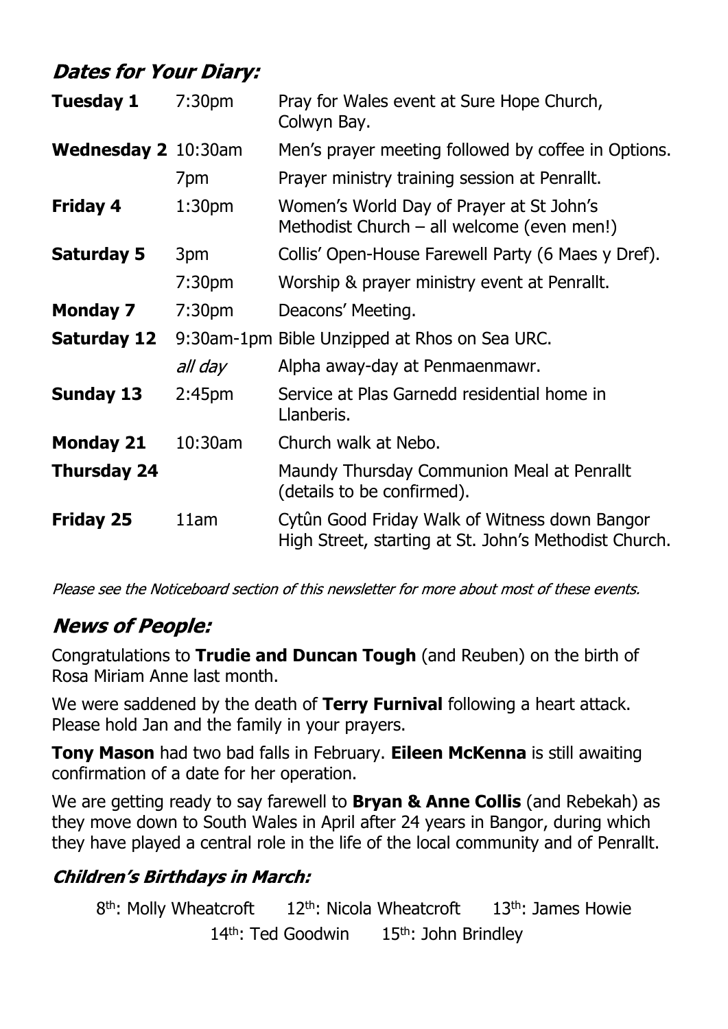## *Dates for Your Diary:*

| | | |
|---|---|---|
| **Tuesday 1** | 7:30pm | Pray for Wales event at Sure Hope Church, Colwyn Bay. |
| **Wednesday 2** | 10:30am | Men's prayer meeting followed by coffee in Options. |
| | 7pm | Prayer ministry training session at Penrallt. |
| **Friday 4** | 1:30pm | Women's World Day of Prayer at St John's Methodist Church – all welcome (even men!) |
| **Saturday 5** | 3pm | Collis' Open-House Farewell Party (6 Maes y Dref). |
| | 7:30pm | Worship & prayer ministry event at Penrallt. |
| **Monday 7** | 7:30pm | Deacons' Meeting. |
| **Saturday 12** | 9:30am-1pm | Bible Unzipped at Rhos on Sea URC. |
| | *all day* | Alpha away-day at Penmaenmawr. |
| **Sunday 13** | 2:45pm | Service at Plas Garnedd residential home in Llanberis. |
| **Monday 21** | 10:30am | Church walk at Nebo. |
| **Thursday 24** | | Maundy Thursday Communion Meal at Penrallt (details to be confirmed). |
| **Friday 25** | 11am | Cytûn Good Friday Walk of Witness down Bangor High Street, starting at St. John's Methodist Church. |

*Please see the Noticeboard section of this newsletter for more about most of these events.*

## *News of People:*

Congratulations to **Trudie and Duncan Tough** (and Reuben) on the birth of Rosa Miriam Anne last month.

We were saddened by the death of **Terry Furnival** following a heart attack. Please hold Jan and the family in your prayers.

**Tony Mason** had two bad falls in February. **Eileen McKenna** is still awaiting confirmation of a date for her operation.

We are getting ready to say farewell to **Bryan & Anne Collis** (and Rebekah) as they move down to South Wales in April after 24 years in Bangor, during which they have played a central role in the life of the local community and of Penrallt.

### *Children's Birthdays in March:*

8th: Molly Wheatcroft    12th: Nicola Wheatcroft    13th: James Howie

14th: Ted Goodwin    15th: John Brindley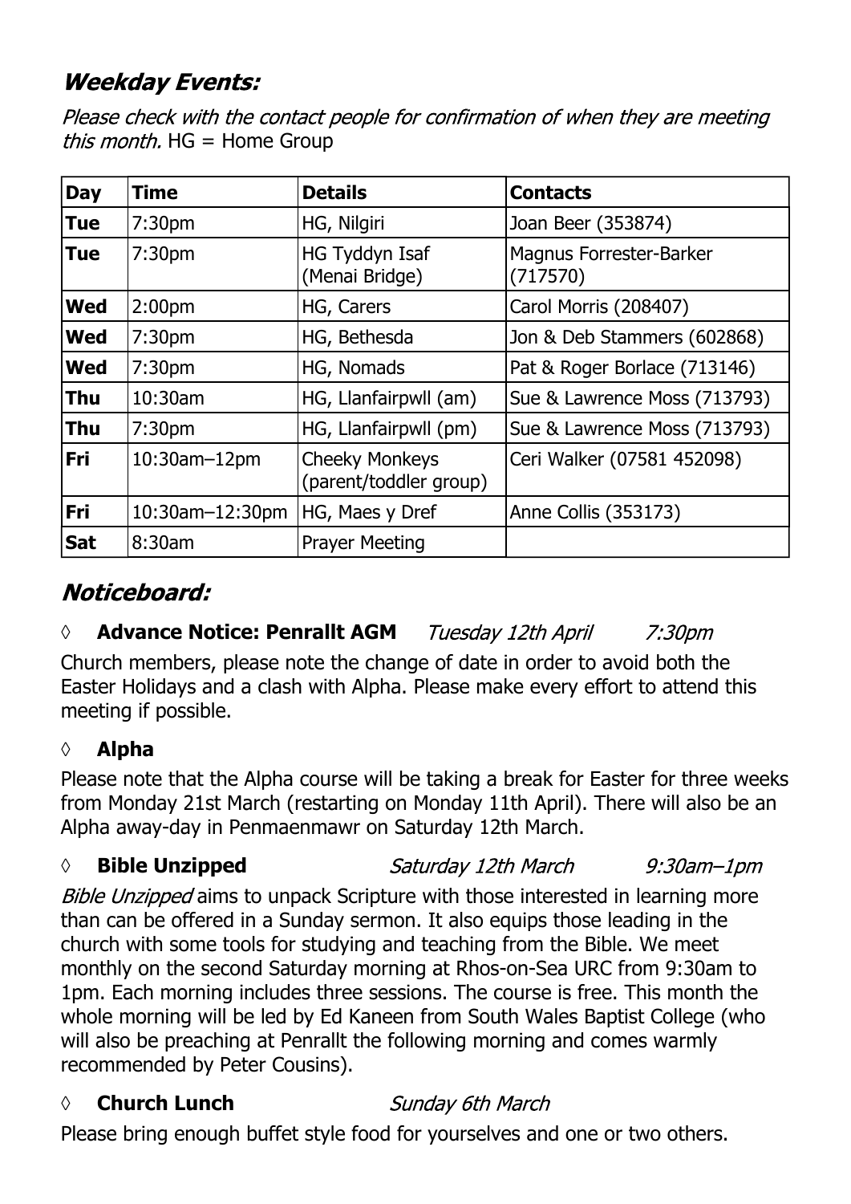## *Weekday Events:*

*Please check with the contact people for confirmation of when they are meeting this month.* HG = Home Group

| Day | Time | Details | Contacts |
|---|---|---|---|
| **Tue** | 7:30pm | HG, Nilgiri | Joan Beer (353874) |
| **Tue** | 7:30pm | HG Tyddyn Isaf (Menai Bridge) | Magnus Forrester-Barker (717570) |
| **Wed** | 2:00pm | HG, Carers | Carol Morris (208407) |
| **Wed** | 7:30pm | HG, Bethesda | Jon & Deb Stammers (602868) |
| **Wed** | 7:30pm | HG, Nomads | Pat & Roger Borlace (713146) |
| **Thu** | 10:30am | HG, Llanfairpwll (am) | Sue & Lawrence Moss (713793) |
| **Thu** | 7:30pm | HG, Llanfairpwll (pm) | Sue & Lawrence Moss (713793) |
| **Fri** | 10:30am–12pm | Cheeky Monkeys (parent/toddler group) | Ceri Walker (07581 452098) |
| **Fri** | 10:30am–12:30pm | HG, Maes y Dref | Anne Collis (353173) |
| **Sat** | 8:30am | Prayer Meeting | |

## *Noticeboard:*

◊ **Advance Notice: Penrallt AGM** *Tuesday 12th April* *7:30pm*

Church members, please note the change of date in order to avoid both the Easter Holidays and a clash with Alpha. Please make every effort to attend this meeting if possible.

◊ **Alpha**

Please note that the Alpha course will be taking a break for Easter for three weeks from Monday 21st March (restarting on Monday 11th April). There will also be an Alpha away-day in Penmaenmawr on Saturday 12th March.

◊ **Bible Unzipped** *Saturday 12th March* *9:30am–1pm*

*Bible Unzipped* aims to unpack Scripture with those interested in learning more than can be offered in a Sunday sermon. It also equips those leading in the church with some tools for studying and teaching from the Bible. We meet monthly on the second Saturday morning at Rhos-on-Sea URC from 9:30am to 1pm. Each morning includes three sessions. The course is free. This month the whole morning will be led by Ed Kaneen from South Wales Baptist College (who will also be preaching at Penrallt the following morning and comes warmly recommended by Peter Cousins).

◊ **Church Lunch** *Sunday 6th March*

Please bring enough buffet style food for yourselves and one or two others.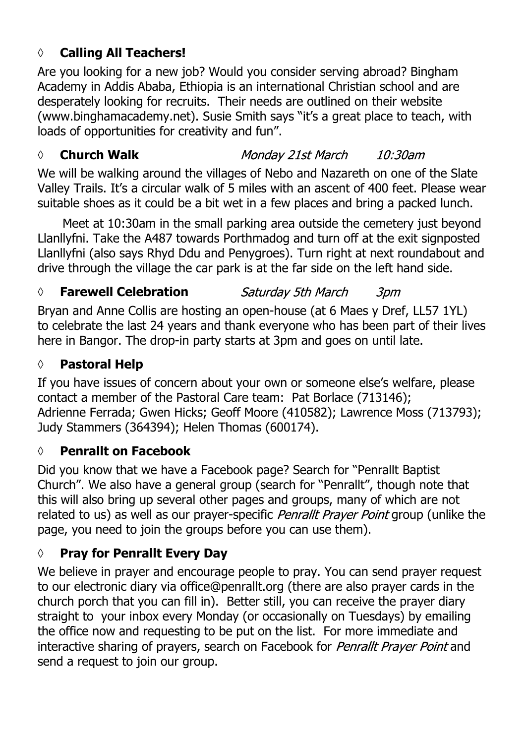## ◊ **Calling All Teachers!**

Are you looking for a new job? Would you consider serving abroad? Bingham Academy in Addis Ababa, Ethiopia is an international Christian school and are desperately looking for recruits. Their needs are outlined on their website (www.binghamacademy.net). Susie Smith says "it's a great place to teach, with loads of opportunities for creativity and fun".

## ◊ **Church Walk** *Monday 21st March 10:30am*

We will be walking around the villages of Nebo and Nazareth on one of the Slate Valley Trails. It's a circular walk of 5 miles with an ascent of 400 feet. Please wear suitable shoes as it could be a bit wet in a few places and bring a packed lunch.

Meet at 10:30am in the small parking area outside the cemetery just beyond Llanllyfni. Take the A487 towards Porthmadog and turn off at the exit signposted Llanllyfni (also says Rhyd Ddu and Penygroes). Turn right at next roundabout and drive through the village the car park is at the far side on the left hand side.

## ◊ **Farewell Celebration** *Saturday 5th March 3pm*

Bryan and Anne Collis are hosting an open-house (at 6 Maes y Dref, LL57 1YL) to celebrate the last 24 years and thank everyone who has been part of their lives here in Bangor. The drop-in party starts at 3pm and goes on until late.

## ◊ **Pastoral Help**

If you have issues of concern about your own or someone else's welfare, please contact a member of the Pastoral Care team: Pat Borlace (713146); Adrienne Ferrada; Gwen Hicks; Geoff Moore (410582); Lawrence Moss (713793); Judy Stammers (364394); Helen Thomas (600174).

## ◊ **Penrallt on Facebook**

Did you know that we have a Facebook page? Search for "Penrallt Baptist Church". We also have a general group (search for "Penrallt", though note that this will also bring up several other pages and groups, many of which are not related to us) as well as our prayer-specific *Penrallt Prayer Point* group (unlike the page, you need to join the groups before you can use them).

## ◊ **Pray for Penrallt Every Day**

We believe in prayer and encourage people to pray. You can send prayer request to our electronic diary via office@penrallt.org (there are also prayer cards in the church porch that you can fill in). Better still, you can receive the prayer diary straight to your inbox every Monday (or occasionally on Tuesdays) by emailing the office now and requesting to be put on the list. For more immediate and interactive sharing of prayers, search on Facebook for *Penrallt Prayer Point* and send a request to join our group.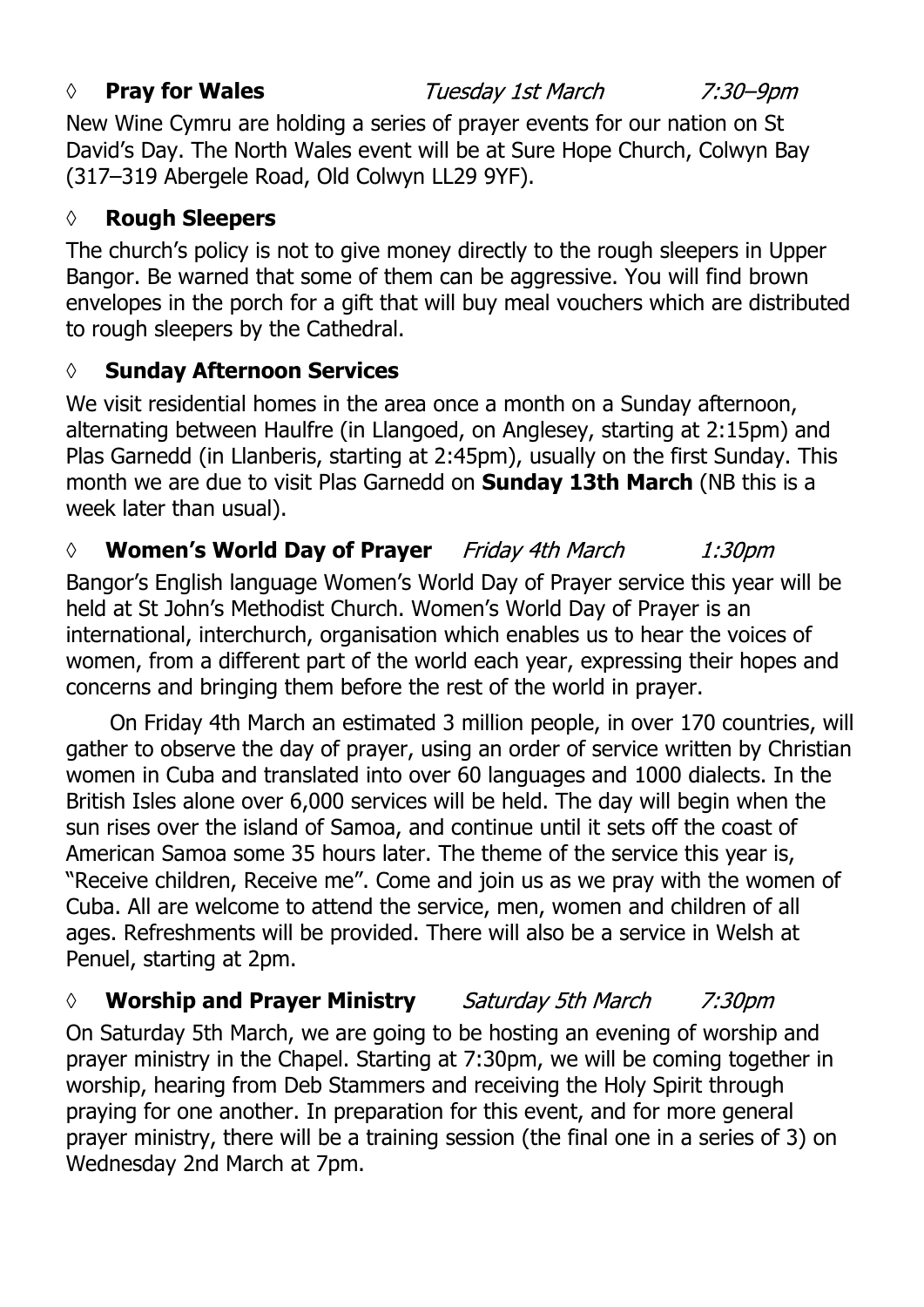◊ **Pray for Wales** *Tuesday 1st March* *7:30–9pm*

New Wine Cymru are holding a series of prayer events for our nation on St David's Day. The North Wales event will be at Sure Hope Church, Colwyn Bay (317–319 Abergele Road, Old Colwyn LL29 9YF).

◊ **Rough Sleepers**

The church's policy is not to give money directly to the rough sleepers in Upper Bangor. Be warned that some of them can be aggressive. You will find brown envelopes in the porch for a gift that will buy meal vouchers which are distributed to rough sleepers by the Cathedral.

◊ **Sunday Afternoon Services**

We visit residential homes in the area once a month on a Sunday afternoon, alternating between Haulfre (in Llangoed, on Anglesey, starting at 2:15pm) and Plas Garnedd (in Llanberis, starting at 2:45pm), usually on the first Sunday. This month we are due to visit Plas Garnedd on **Sunday 13th March** (NB this is a week later than usual).

◊ **Women's World Day of Prayer** *Friday 4th March* *1:30pm*

Bangor's English language Women's World Day of Prayer service this year will be held at St John's Methodist Church. Women's World Day of Prayer is an international, interchurch, organisation which enables us to hear the voices of women, from a different part of the world each year, expressing their hopes and concerns and bringing them before the rest of the world in prayer.

On Friday 4th March an estimated 3 million people, in over 170 countries, will gather to observe the day of prayer, using an order of service written by Christian women in Cuba and translated into over 60 languages and 1000 dialects. In the British Isles alone over 6,000 services will be held. The day will begin when the sun rises over the island of Samoa, and continue until it sets off the coast of American Samoa some 35 hours later. The theme of the service this year is, "Receive children, Receive me". Come and join us as we pray with the women of Cuba. All are welcome to attend the service, men, women and children of all ages. Refreshments will be provided. There will also be a service in Welsh at Penuel, starting at 2pm.

◊ **Worship and Prayer Ministry** *Saturday 5th March* *7:30pm*

On Saturday 5th March, we are going to be hosting an evening of worship and prayer ministry in the Chapel. Starting at 7:30pm, we will be coming together in worship, hearing from Deb Stammers and receiving the Holy Spirit through praying for one another. In preparation for this event, and for more general prayer ministry, there will be a training session (the final one in a series of 3) on Wednesday 2nd March at 7pm.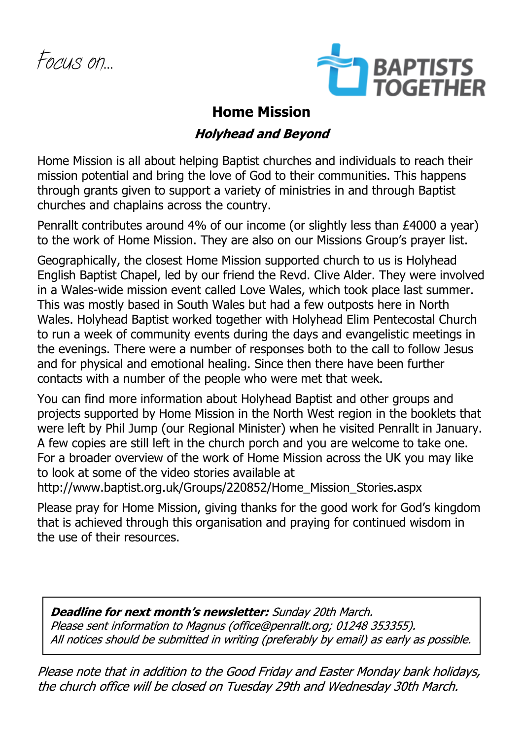*Focus on...*

BAPTISTS TOGETHER

## Home Mission

### *Holyhead and Beyond*

Home Mission is all about helping Baptist churches and individuals to reach their mission potential and bring the love of God to their communities. This happens through grants given to support a variety of ministries in and through Baptist churches and chaplains across the country.

Penrallt contributes around 4% of our income (or slightly less than £4000 a year) to the work of Home Mission. They are also on our Missions Group's prayer list.

Geographically, the closest Home Mission supported church to us is Holyhead English Baptist Chapel, led by our friend the Revd. Clive Alder. They were involved in a Wales-wide mission event called Love Wales, which took place last summer. This was mostly based in South Wales but had a few outposts here in North Wales. Holyhead Baptist worked together with Holyhead Elim Pentecostal Church to run a week of community events during the days and evangelistic meetings in the evenings. There were a number of responses both to the call to follow Jesus and for physical and emotional healing. Since then there have been further contacts with a number of the people who were met that week.

You can find more information about Holyhead Baptist and other groups and projects supported by Home Mission in the North West region in the booklets that were left by Phil Jump (our Regional Minister) when he visited Penrallt in January. A few copies are still left in the church porch and you are welcome to take one. For a broader overview of the work of Home Mission across the UK you may like to look at some of the video stories available at http://www.baptist.org.uk/Groups/220852/Home_Mission_Stories.aspx

Please pray for Home Mission, giving thanks for the good work for God's kingdom that is achieved through this organisation and praying for continued wisdom in the use of their resources.

> ***Deadline for next month's newsletter:*** *Sunday 20th March.*
> *Please sent information to Magnus (office@penrallt.org; 01248 353355).*
> *All notices should be submitted in writing (preferably by email) as early as possible.*

*Please note that in addition to the Good Friday and Easter Monday bank holidays, the church office will be closed on Tuesday 29th and Wednesday 30th March.*